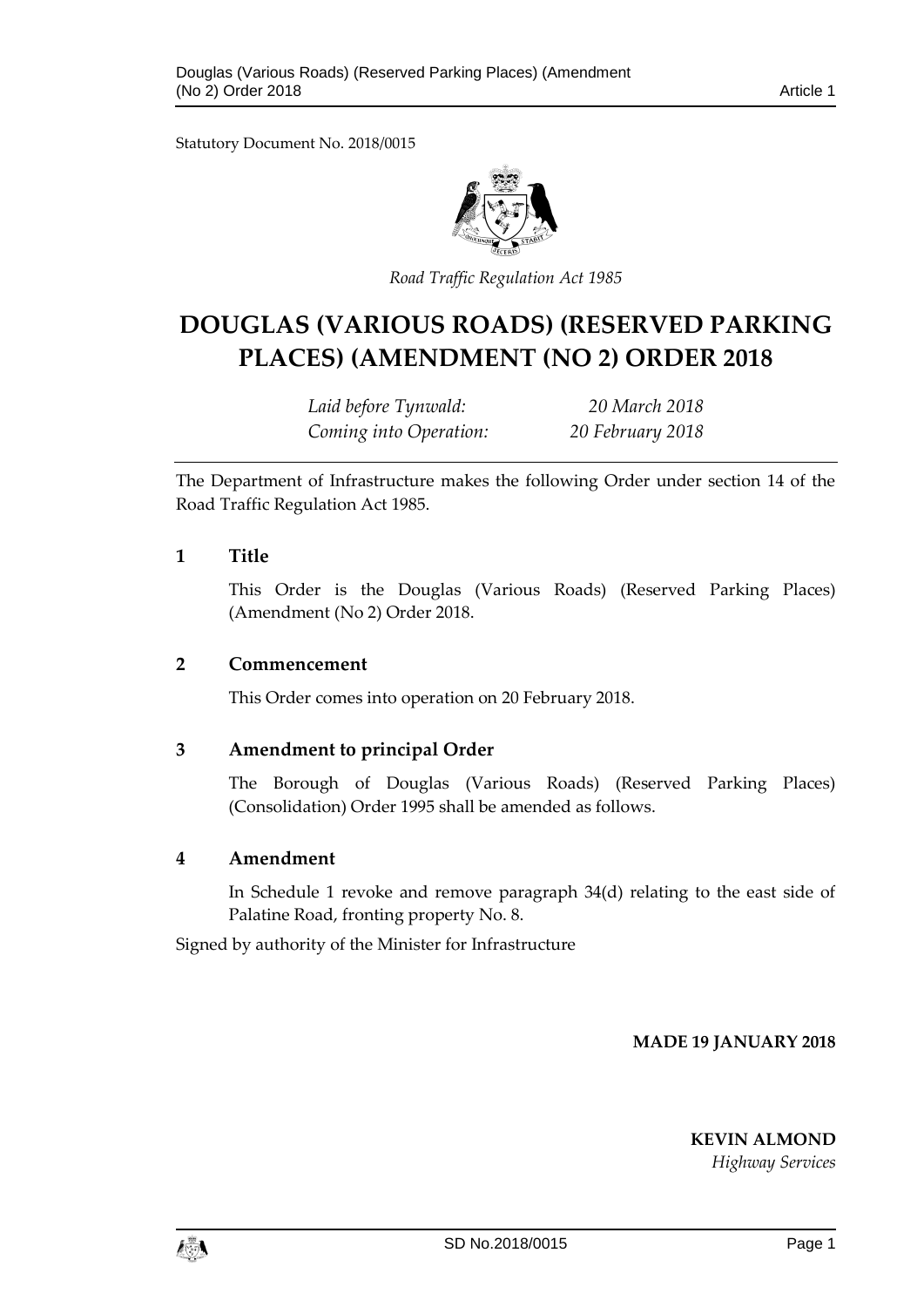Statutory Document No. 2018/0015

*Road Traffic Regulation Act 1985*

# DOUGLAS (VARIOUS ROADS) (RESERVED PARKING PLACES) (AMENDMENT (NO 2) ORDER 2018

| | |
|---|---|
| *Laid before Tynwald:* | *20 March 2018* |
| *Coming into Operation:* | *20 February 2018* |

The Department of Infrastructure makes the following Order under section 14 of the Road Traffic Regulation Act 1985.

## 1 Title

This Order is the Douglas (Various Roads) (Reserved Parking Places) (Amendment (No 2) Order 2018.

## 2 Commencement

This Order comes into operation on 20 February 2018.

## 3 Amendment to principal Order

The Borough of Douglas (Various Roads) (Reserved Parking Places) (Consolidation) Order 1995 shall be amended as follows.

## 4 Amendment

In Schedule 1 revoke and remove paragraph 34(d) relating to the east side of Palatine Road, fronting property No. 8.

Signed by authority of the Minister for Infrastructure

**MADE 19 JANUARY 2018**

**KEVIN ALMOND**
*Highway Services*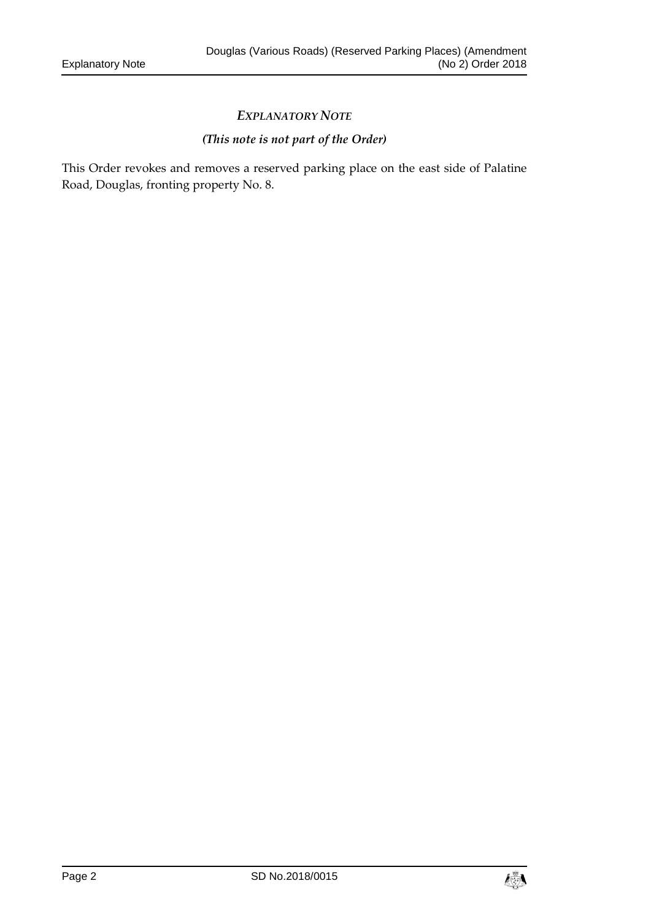## *EXPLANATORY NOTE*

***(This note is not part of the Order)***

This Order revokes and removes a reserved parking place on the east side of Palatine Road, Douglas, fronting property No. 8.